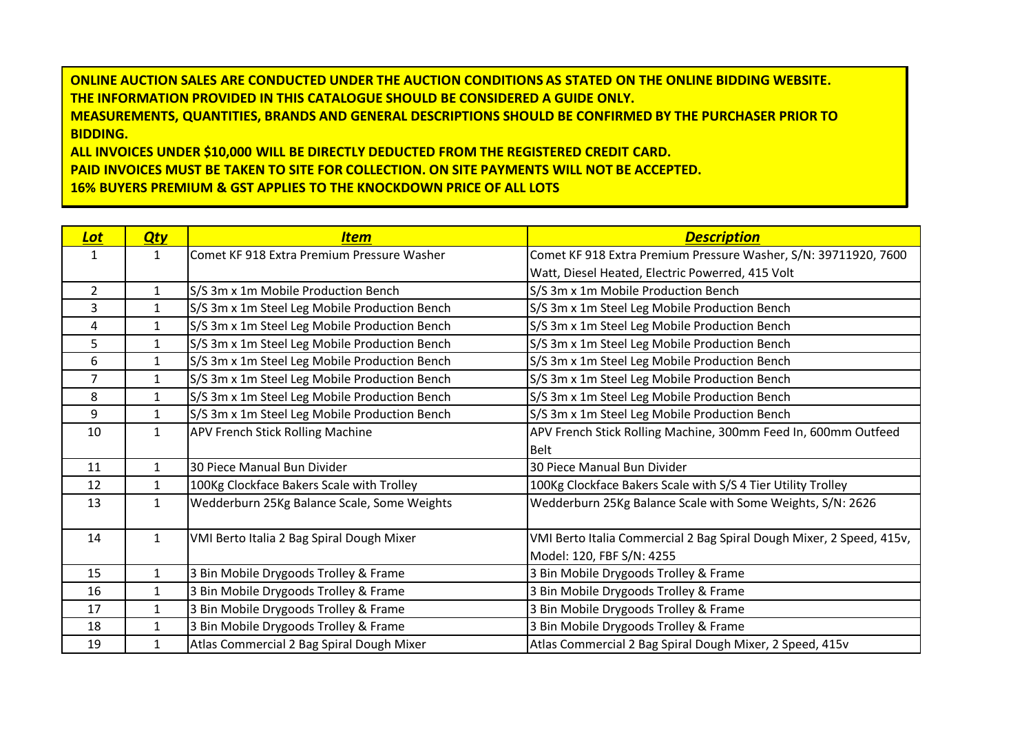**ONLINE AUCTION SALES ARE CONDUCTED UNDER THE AUCTION CONDITIONS AS STATED ON THE ONLINE BIDDING WEBSITE.**
**THE INFORMATION PROVIDED IN THIS CATALOGUE SHOULD BE CONSIDERED A GUIDE ONLY.**
**MEASUREMENTS, QUANTITIES, BRANDS AND GENERAL DESCRIPTIONS SHOULD BE CONFIRMED BY THE PURCHASER PRIOR TO BIDDING.**
**ALL INVOICES UNDER $10,000 WILL BE DIRECTLY DEDUCTED FROM THE REGISTERED CREDIT CARD.**
**PAID INVOICES MUST BE TAKEN TO SITE FOR COLLECTION. ON SITE PAYMENTS WILL NOT BE ACCEPTED.**
**16% BUYERS PREMIUM & GST APPLIES TO THE KNOCKDOWN PRICE OF ALL LOTS**

| ***Lot*** | ***Qty*** | ***Item*** | ***Description*** |
|---|---|---|---|
| 1 | 1 | Comet KF 918 Extra Premium Pressure Washer | Comet KF 918 Extra Premium Pressure Washer, S/N: 39711920, 7600 Watt, Diesel Heated, Electric Powerred, 415 Volt |
| 2 | 1 | S/S 3m x 1m Mobile Production Bench | S/S 3m x 1m Mobile Production Bench |
| 3 | 1 | S/S 3m x 1m Steel Leg Mobile Production Bench | S/S 3m x 1m Steel Leg Mobile Production Bench |
| 4 | 1 | S/S 3m x 1m Steel Leg Mobile Production Bench | S/S 3m x 1m Steel Leg Mobile Production Bench |
| 5 | 1 | S/S 3m x 1m Steel Leg Mobile Production Bench | S/S 3m x 1m Steel Leg Mobile Production Bench |
| 6 | 1 | S/S 3m x 1m Steel Leg Mobile Production Bench | S/S 3m x 1m Steel Leg Mobile Production Bench |
| 7 | 1 | S/S 3m x 1m Steel Leg Mobile Production Bench | S/S 3m x 1m Steel Leg Mobile Production Bench |
| 8 | 1 | S/S 3m x 1m Steel Leg Mobile Production Bench | S/S 3m x 1m Steel Leg Mobile Production Bench |
| 9 | 1 | S/S 3m x 1m Steel Leg Mobile Production Bench | S/S 3m x 1m Steel Leg Mobile Production Bench |
| 10 | 1 | APV French Stick Rolling Machine | APV French Stick Rolling Machine, 300mm Feed In, 600mm Outfeed Belt |
| 11 | 1 | 30 Piece Manual Bun Divider | 30 Piece Manual Bun Divider |
| 12 | 1 | 100Kg Clockface Bakers Scale with Trolley | 100Kg Clockface Bakers Scale with S/S 4 Tier Utility Trolley |
| 13 | 1 | Wedderburn 25Kg Balance Scale, Some Weights | Wedderburn 25Kg Balance Scale with Some Weights, S/N: 2626 |
| 14 | 1 | VMI Berto Italia 2 Bag Spiral Dough Mixer | VMI Berto Italia Commercial 2 Bag Spiral Dough Mixer, 2 Speed, 415v, Model: 120, FBF S/N: 4255 |
| 15 | 1 | 3 Bin Mobile Drygoods Trolley & Frame | 3 Bin Mobile Drygoods Trolley & Frame |
| 16 | 1 | 3 Bin Mobile Drygoods Trolley & Frame | 3 Bin Mobile Drygoods Trolley & Frame |
| 17 | 1 | 3 Bin Mobile Drygoods Trolley & Frame | 3 Bin Mobile Drygoods Trolley & Frame |
| 18 | 1 | 3 Bin Mobile Drygoods Trolley & Frame | 3 Bin Mobile Drygoods Trolley & Frame |
| 19 | 1 | Atlas Commercial 2 Bag Spiral Dough Mixer | Atlas Commercial 2 Bag Spiral Dough Mixer, 2 Speed, 415v |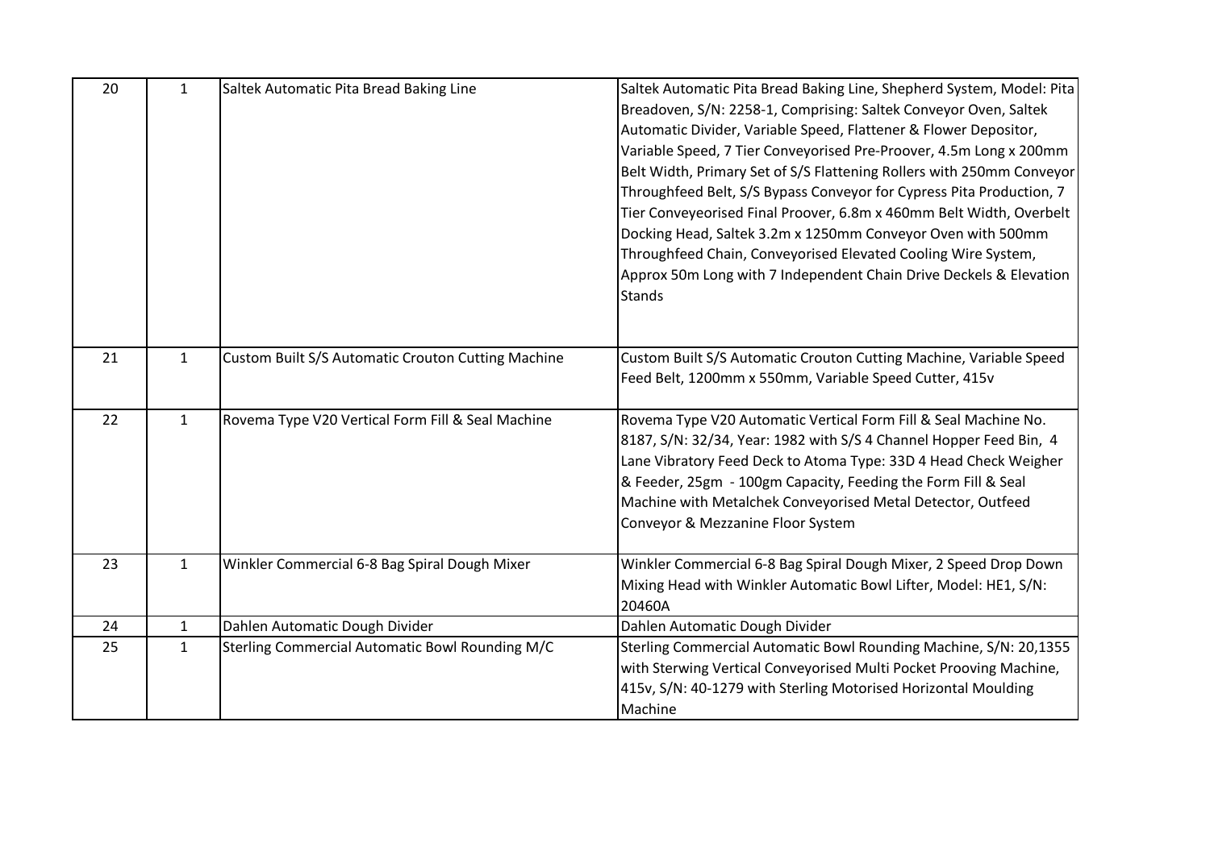| 20 | 1 | Saltek Automatic Pita Bread Baking Line | Saltek Automatic Pita Bread Baking Line, Shepherd System, Model: Pita Breadoven, S/N: 2258-1, Comprising: Saltek Conveyor Oven, Saltek Automatic Divider, Variable Speed, Flattener & Flower Depositor, Variable Speed, 7 Tier Conveyorised Pre-Proover, 4.5m Long x 200mm Belt Width, Primary Set of S/S Flattening Rollers with 250mm Conveyor Throughfeed Belt, S/S Bypass Conveyor for Cypress Pita Production, 7 Tier Conveyeorised Final Proover, 6.8m x 460mm Belt Width, Overbelt Docking Head, Saltek 3.2m x 1250mm Conveyor Oven with 500mm Throughfeed Chain, Conveyorised Elevated Cooling Wire System, Approx 50m Long with 7 Independent Chain Drive Deckels & Elevation Stands |
|---|---|---|---|
| 21 | 1 | Custom Built S/S Automatic Crouton Cutting Machine | Custom Built S/S Automatic Crouton Cutting Machine, Variable Speed Feed Belt, 1200mm x 550mm, Variable Speed Cutter, 415v |
| 22 | 1 | Rovema Type V20 Vertical Form Fill & Seal Machine | Rovema Type V20 Automatic Vertical Form Fill & Seal Machine No. 8187, S/N: 32/34, Year: 1982 with S/S 4 Channel Hopper Feed Bin, 4 Lane Vibratory Feed Deck to Atoma Type: 33D 4 Head Check Weigher & Feeder, 25gm - 100gm Capacity, Feeding the Form Fill & Seal Machine with Metalchek Conveyorised Metal Detector, Outfeed Conveyor & Mezzanine Floor System |
| 23 | 1 | Winkler Commercial 6-8 Bag Spiral Dough Mixer | Winkler Commercial 6-8 Bag Spiral Dough Mixer, 2 Speed Drop Down Mixing Head with Winkler Automatic Bowl Lifter, Model: HE1, S/N: 20460A |
| 24 | 1 | Dahlen Automatic Dough Divider | Dahlen Automatic Dough Divider |
| 25 | 1 | Sterling Commercial Automatic Bowl Rounding M/C | Sterling Commercial Automatic Bowl Rounding Machine, S/N: 20,1355 with Sterwing Vertical Conveyorised Multi Pocket Prooving Machine, 415v, S/N: 40-1279 with Sterling Motorised Horizontal Moulding Machine |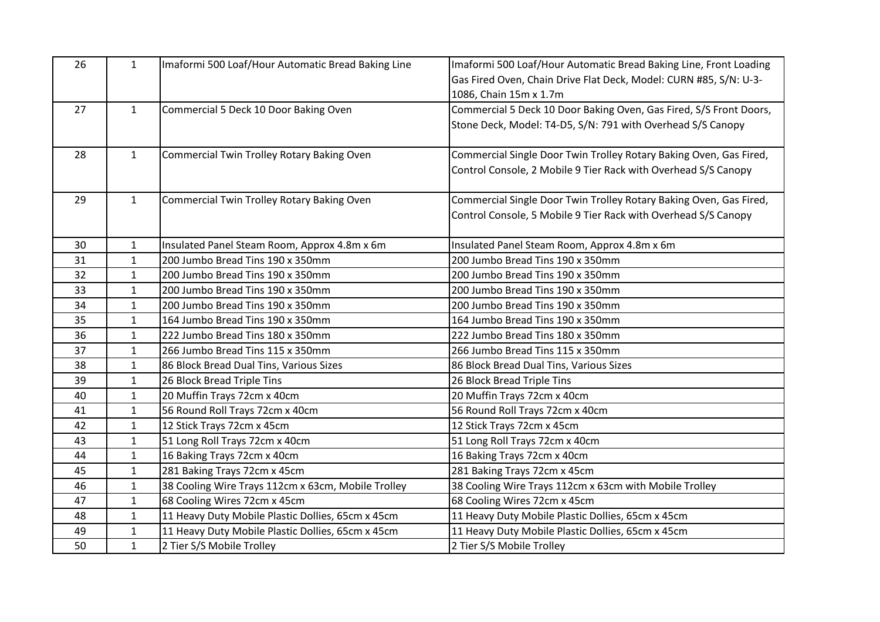| | | | |
|---|---|---|---|
| 26 | 1 | Imaformi 500 Loaf/Hour Automatic Bread Baking Line | Imaformi 500 Loaf/Hour Automatic Bread Baking Line, Front Loading Gas Fired Oven, Chain Drive Flat Deck, Model: CURN #85, S/N: U-3-1086, Chain 15m x 1.7m |
| 27 | 1 | Commercial 5 Deck 10 Door Baking Oven | Commercial 5 Deck 10 Door Baking Oven, Gas Fired, S/S Front Doors, Stone Deck, Model: T4-D5, S/N: 791 with Overhead S/S Canopy |
| 28 | 1 | Commercial Twin Trolley Rotary Baking Oven | Commercial Single Door Twin Trolley Rotary Baking Oven, Gas Fired, Control Console, 2 Mobile 9 Tier Rack with Overhead S/S Canopy |
| 29 | 1 | Commercial Twin Trolley Rotary Baking Oven | Commercial Single Door Twin Trolley Rotary Baking Oven, Gas Fired, Control Console, 5 Mobile 9 Tier Rack with Overhead S/S Canopy |
| 30 | 1 | Insulated Panel Steam Room, Approx 4.8m x 6m | Insulated Panel Steam Room, Approx 4.8m x 6m |
| 31 | 1 | 200 Jumbo Bread Tins 190 x 350mm | 200 Jumbo Bread Tins 190 x 350mm |
| 32 | 1 | 200 Jumbo Bread Tins 190 x 350mm | 200 Jumbo Bread Tins 190 x 350mm |
| 33 | 1 | 200 Jumbo Bread Tins 190 x 350mm | 200 Jumbo Bread Tins 190 x 350mm |
| 34 | 1 | 200 Jumbo Bread Tins 190 x 350mm | 200 Jumbo Bread Tins 190 x 350mm |
| 35 | 1 | 164 Jumbo Bread Tins 190 x 350mm | 164 Jumbo Bread Tins 190 x 350mm |
| 36 | 1 | 222 Jumbo Bread Tins 180 x 350mm | 222 Jumbo Bread Tins 180 x 350mm |
| 37 | 1 | 266 Jumbo Bread Tins 115 x 350mm | 266 Jumbo Bread Tins 115 x 350mm |
| 38 | 1 | 86 Block Bread Dual Tins, Various Sizes | 86 Block Bread Dual Tins, Various Sizes |
| 39 | 1 | 26 Block Bread Triple Tins | 26 Block Bread Triple Tins |
| 40 | 1 | 20 Muffin Trays 72cm x 40cm | 20 Muffin Trays 72cm x 40cm |
| 41 | 1 | 56 Round Roll Trays 72cm x 40cm | 56 Round Roll Trays 72cm x 40cm |
| 42 | 1 | 12 Stick Trays 72cm x 45cm | 12 Stick Trays 72cm x 45cm |
| 43 | 1 | 51 Long Roll Trays 72cm x 40cm | 51 Long Roll Trays 72cm x 40cm |
| 44 | 1 | 16 Baking Trays 72cm x 40cm | 16 Baking Trays 72cm x 40cm |
| 45 | 1 | 281 Baking Trays 72cm x 45cm | 281 Baking Trays 72cm x 45cm |
| 46 | 1 | 38 Cooling Wire Trays 112cm x 63cm, Mobile Trolley | 38 Cooling Wire Trays 112cm x 63cm with Mobile Trolley |
| 47 | 1 | 68 Cooling Wires 72cm x 45cm | 68 Cooling Wires 72cm x 45cm |
| 48 | 1 | 11 Heavy Duty Mobile Plastic Dollies, 65cm x 45cm | 11 Heavy Duty Mobile Plastic Dollies, 65cm x 45cm |
| 49 | 1 | 11 Heavy Duty Mobile Plastic Dollies, 65cm x 45cm | 11 Heavy Duty Mobile Plastic Dollies, 65cm x 45cm |
| 50 | 1 | 2 Tier S/S Mobile Trolley | 2 Tier S/S Mobile Trolley |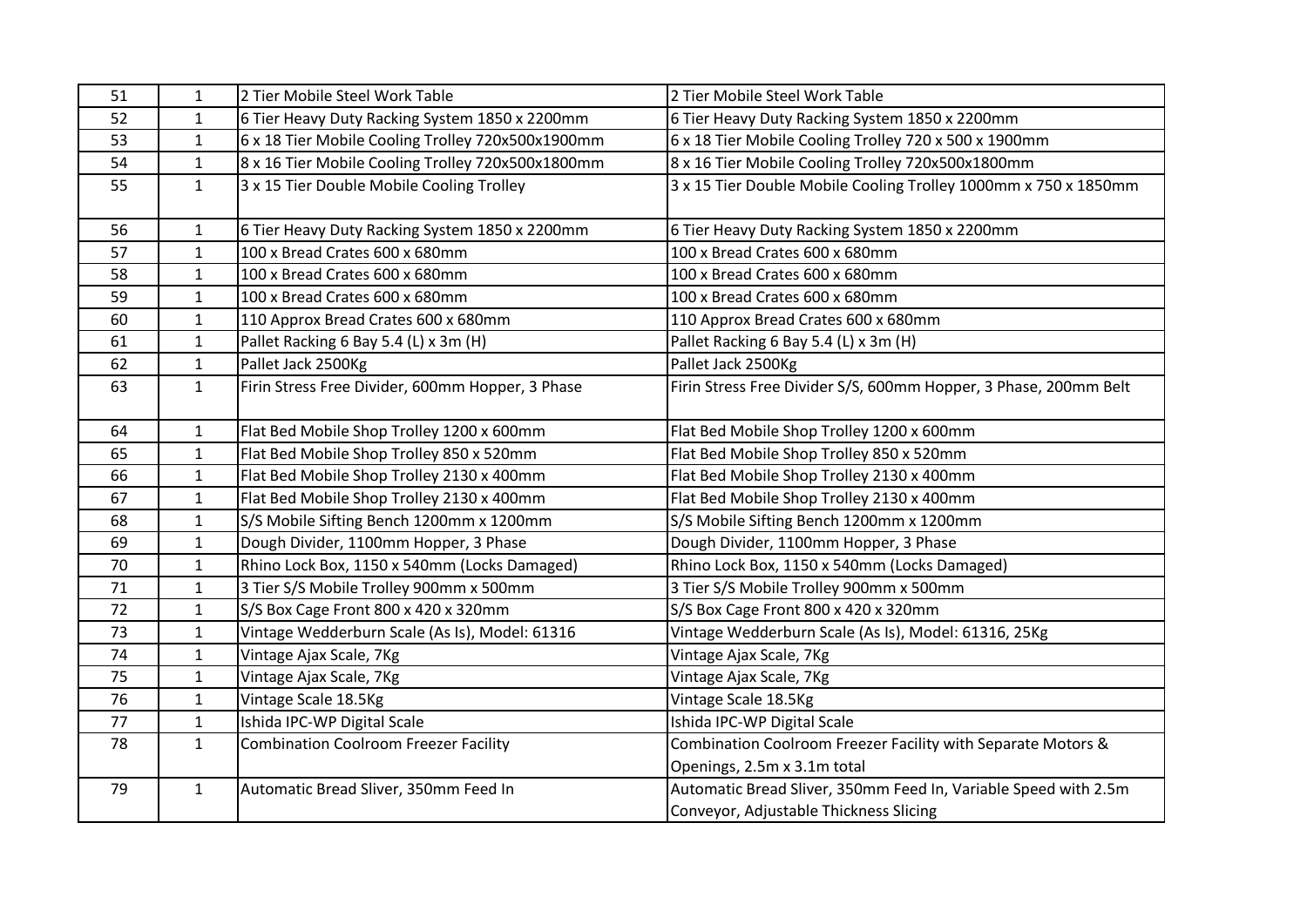| 51 | 1 | 2 Tier Mobile Steel Work Table | 2 Tier Mobile Steel Work Table |
|---|---|---|---|
| 52 | 1 | 6 Tier Heavy Duty Racking System 1850 x 2200mm | 6 Tier Heavy Duty Racking System 1850 x 2200mm |
| 53 | 1 | 6 x 18 Tier Mobile Cooling Trolley 720x500x1900mm | 6 x 18 Tier Mobile Cooling Trolley 720 x 500 x 1900mm |
| 54 | 1 | 8 x 16 Tier Mobile Cooling Trolley 720x500x1800mm | 8 x 16 Tier Mobile Cooling Trolley 720x500x1800mm |
| 55 | 1 | 3 x 15 Tier Double Mobile Cooling Trolley | 3 x 15 Tier Double Mobile Cooling Trolley 1000mm x 750 x 1850mm |
| 56 | 1 | 6 Tier Heavy Duty Racking System 1850 x 2200mm | 6 Tier Heavy Duty Racking System 1850 x 2200mm |
| 57 | 1 | 100 x Bread Crates 600 x 680mm | 100 x Bread Crates 600 x 680mm |
| 58 | 1 | 100 x Bread Crates 600 x 680mm | 100 x Bread Crates 600 x 680mm |
| 59 | 1 | 100 x Bread Crates 600 x 680mm | 100 x Bread Crates 600 x 680mm |
| 60 | 1 | 110 Approx Bread Crates 600 x 680mm | 110 Approx Bread Crates 600 x 680mm |
| 61 | 1 | Pallet Racking 6 Bay 5.4 (L) x 3m (H) | Pallet Racking 6 Bay 5.4 (L) x 3m (H) |
| 62 | 1 | Pallet Jack 2500Kg | Pallet Jack 2500Kg |
| 63 | 1 | Firin Stress Free Divider, 600mm Hopper, 3 Phase | Firin Stress Free Divider S/S, 600mm Hopper, 3 Phase, 200mm Belt |
| 64 | 1 | Flat Bed Mobile Shop Trolley 1200 x 600mm | Flat Bed Mobile Shop Trolley 1200 x 600mm |
| 65 | 1 | Flat Bed Mobile Shop Trolley 850 x 520mm | Flat Bed Mobile Shop Trolley 850 x 520mm |
| 66 | 1 | Flat Bed Mobile Shop Trolley 2130 x 400mm | Flat Bed Mobile Shop Trolley 2130 x 400mm |
| 67 | 1 | Flat Bed Mobile Shop Trolley 2130 x 400mm | Flat Bed Mobile Shop Trolley 2130 x 400mm |
| 68 | 1 | S/S Mobile Sifting Bench 1200mm x 1200mm | S/S Mobile Sifting Bench 1200mm x 1200mm |
| 69 | 1 | Dough Divider, 1100mm Hopper, 3 Phase | Dough Divider, 1100mm Hopper, 3 Phase |
| 70 | 1 | Rhino Lock Box, 1150 x 540mm (Locks Damaged) | Rhino Lock Box, 1150 x 540mm (Locks Damaged) |
| 71 | 1 | 3 Tier S/S Mobile Trolley 900mm x 500mm | 3 Tier S/S Mobile Trolley 900mm x 500mm |
| 72 | 1 | S/S Box Cage Front 800 x 420 x 320mm | S/S Box Cage Front 800 x 420 x 320mm |
| 73 | 1 | Vintage Wedderburn Scale (As Is), Model: 61316 | Vintage Wedderburn Scale (As Is), Model: 61316, 25Kg |
| 74 | 1 | Vintage Ajax Scale, 7Kg | Vintage Ajax Scale, 7Kg |
| 75 | 1 | Vintage Ajax Scale, 7Kg | Vintage Ajax Scale, 7Kg |
| 76 | 1 | Vintage Scale 18.5Kg | Vintage Scale 18.5Kg |
| 77 | 1 | Ishida IPC-WP Digital Scale | Ishida IPC-WP Digital Scale |
| 78 | 1 | Combination Coolroom Freezer Facility | Combination Coolroom Freezer Facility with Separate Motors & Openings, 2.5m x 3.1m total |
| 79 | 1 | Automatic Bread Sliver, 350mm Feed In | Automatic Bread Sliver, 350mm Feed In, Variable Speed with 2.5m Conveyor, Adjustable Thickness Slicing |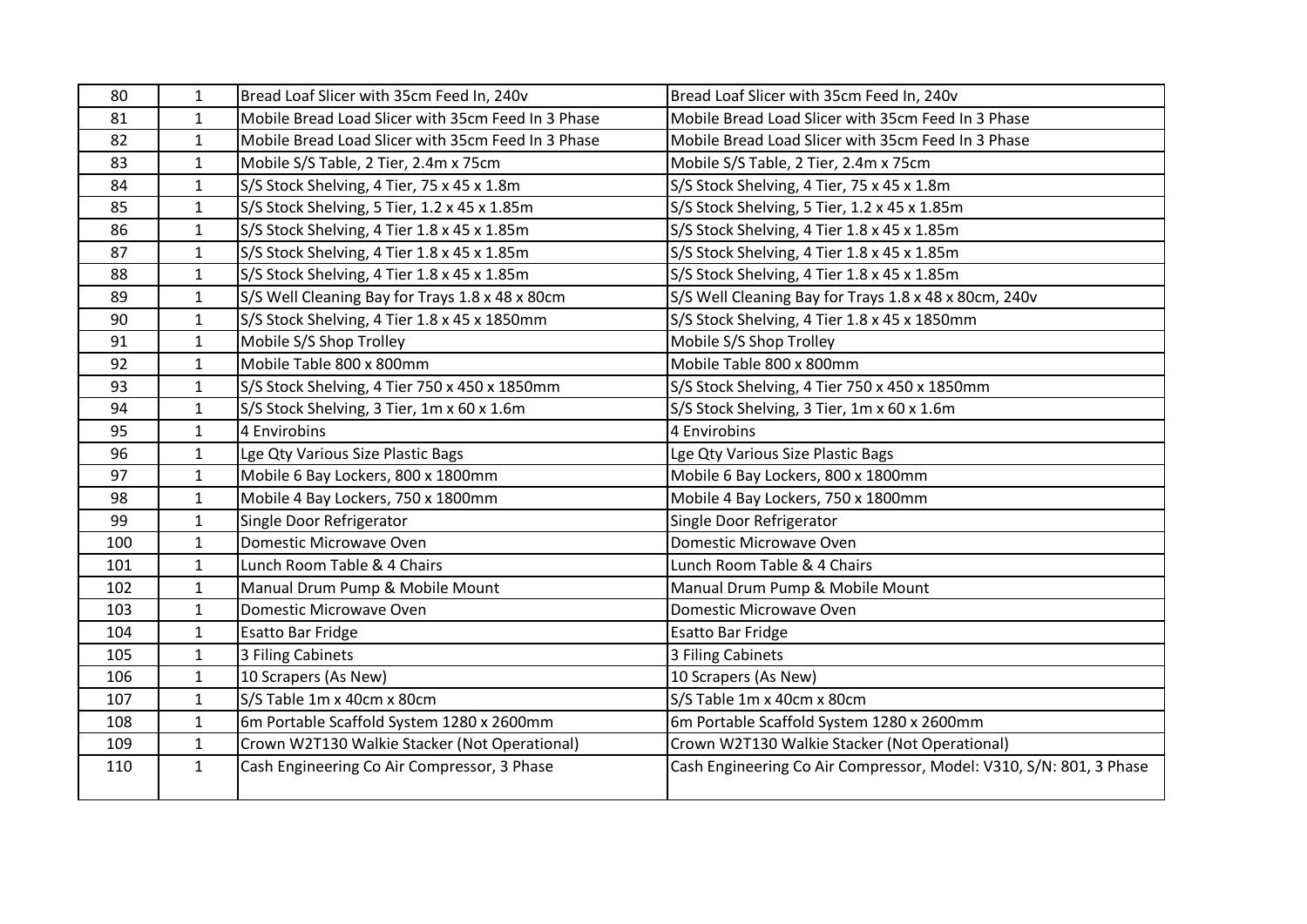| | | | |
|---|---|---|---|
| 80 | 1 | Bread Loaf Slicer with 35cm Feed In, 240v | Bread Loaf Slicer with 35cm Feed In, 240v |
| 81 | 1 | Mobile Bread Load Slicer with 35cm Feed In 3 Phase | Mobile Bread Load Slicer with 35cm Feed In 3 Phase |
| 82 | 1 | Mobile Bread Load Slicer with 35cm Feed In 3 Phase | Mobile Bread Load Slicer with 35cm Feed In 3 Phase |
| 83 | 1 | Mobile S/S Table, 2 Tier, 2.4m x 75cm | Mobile S/S Table, 2 Tier, 2.4m x 75cm |
| 84 | 1 | S/S Stock Shelving, 4 Tier, 75 x 45 x 1.8m | S/S Stock Shelving, 4 Tier, 75 x 45 x 1.8m |
| 85 | 1 | S/S Stock Shelving, 5 Tier, 1.2 x 45 x 1.85m | S/S Stock Shelving, 5 Tier, 1.2 x 45 x 1.85m |
| 86 | 1 | S/S Stock Shelving, 4 Tier 1.8 x 45 x 1.85m | S/S Stock Shelving, 4 Tier 1.8 x 45 x 1.85m |
| 87 | 1 | S/S Stock Shelving, 4 Tier 1.8 x 45 x 1.85m | S/S Stock Shelving, 4 Tier 1.8 x 45 x 1.85m |
| 88 | 1 | S/S Stock Shelving, 4 Tier 1.8 x 45 x 1.85m | S/S Stock Shelving, 4 Tier 1.8 x 45 x 1.85m |
| 89 | 1 | S/S Well Cleaning Bay for Trays 1.8 x 48 x 80cm | S/S Well Cleaning Bay for Trays 1.8 x 48 x 80cm, 240v |
| 90 | 1 | S/S Stock Shelving, 4 Tier 1.8 x 45 x 1850mm | S/S Stock Shelving, 4 Tier 1.8 x 45 x 1850mm |
| 91 | 1 | Mobile S/S Shop Trolley | Mobile S/S Shop Trolley |
| 92 | 1 | Mobile Table 800 x 800mm | Mobile Table 800 x 800mm |
| 93 | 1 | S/S Stock Shelving, 4 Tier 750 x 450 x 1850mm | S/S Stock Shelving, 4 Tier 750 x 450 x 1850mm |
| 94 | 1 | S/S Stock Shelving, 3 Tier, 1m x 60 x 1.6m | S/S Stock Shelving, 3 Tier, 1m x 60 x 1.6m |
| 95 | 1 | 4 Envirobins | 4 Envirobins |
| 96 | 1 | Lge Qty Various Size Plastic Bags | Lge Qty Various Size Plastic Bags |
| 97 | 1 | Mobile 6 Bay Lockers, 800 x 1800mm | Mobile 6 Bay Lockers, 800 x 1800mm |
| 98 | 1 | Mobile 4 Bay Lockers, 750 x 1800mm | Mobile 4 Bay Lockers, 750 x 1800mm |
| 99 | 1 | Single Door Refrigerator | Single Door Refrigerator |
| 100 | 1 | Domestic Microwave Oven | Domestic Microwave Oven |
| 101 | 1 | Lunch Room Table & 4 Chairs | Lunch Room Table & 4 Chairs |
| 102 | 1 | Manual Drum Pump & Mobile Mount | Manual Drum Pump & Mobile Mount |
| 103 | 1 | Domestic Microwave Oven | Domestic Microwave Oven |
| 104 | 1 | Esatto Bar Fridge | Esatto Bar Fridge |
| 105 | 1 | 3 Filing Cabinets | 3 Filing Cabinets |
| 106 | 1 | 10 Scrapers (As New) | 10 Scrapers (As New) |
| 107 | 1 | S/S Table 1m x 40cm x 80cm | S/S Table 1m x 40cm x 80cm |
| 108 | 1 | 6m Portable Scaffold System 1280 x 2600mm | 6m Portable Scaffold System 1280 x 2600mm |
| 109 | 1 | Crown W2T130 Walkie Stacker (Not Operational) | Crown W2T130 Walkie Stacker (Not Operational) |
| 110 | 1 | Cash Engineering Co Air Compressor, 3 Phase | Cash Engineering Co Air Compressor, Model: V310, S/N: 801, 3 Phase |